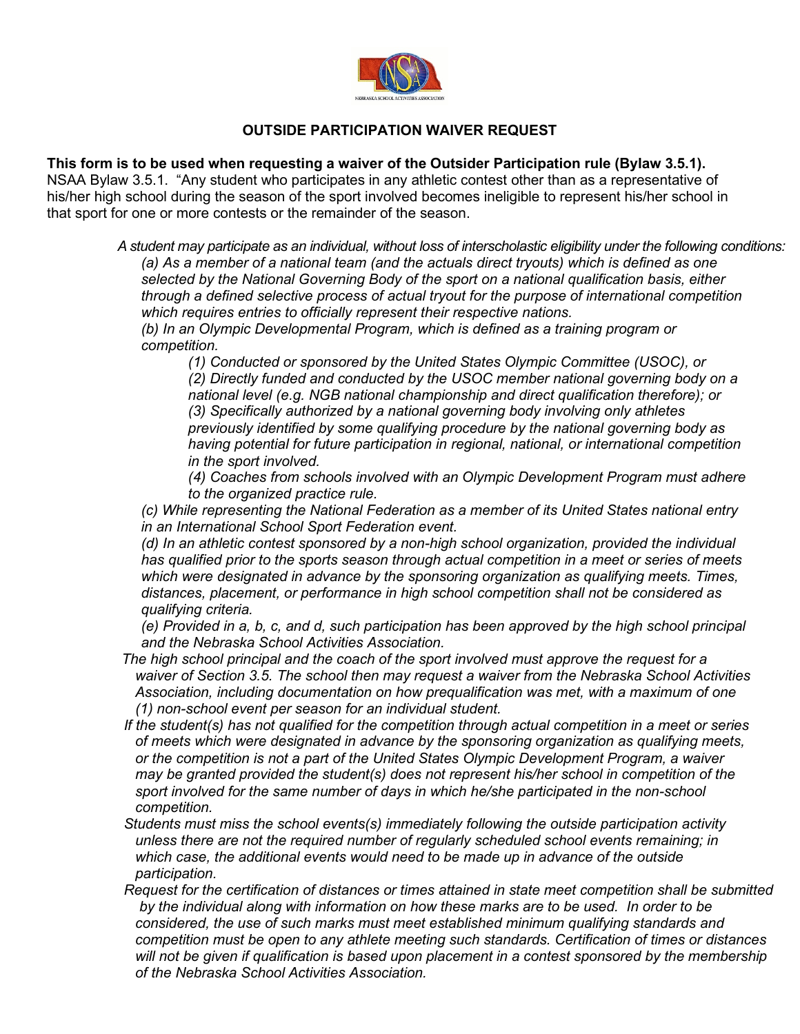# OUTSIDE PARTICIPATION WAIVER REQUEST

**This form is to be used when requesting a waiver of the Outsider Participation rule (Bylaw 3.5.1).**
NSAA Bylaw 3.5.1. "Any student who participates in any athletic contest other than as a representative of his/her high school during the season of the sport involved becomes ineligible to represent his/her school in that sport for one or more contests or the remainder of the season.

*A student may participate as an individual, without loss of interscholastic eligibility under the following conditions:*

*(a) As a member of a national team (and the actuals direct tryouts) which is defined as one selected by the National Governing Body of the sport on a national qualification basis, either through a defined selective process of actual tryout for the purpose of international competition which requires entries to officially represent their respective nations.*

*(b) In an Olympic Developmental Program, which is defined as a training program or competition.*

*(1) Conducted or sponsored by the United States Olympic Committee (USOC), or*

*(2) Directly funded and conducted by the USOC member national governing body on a national level (e.g. NGB national championship and direct qualification therefore); or*

*(3) Specifically authorized by a national governing body involving only athletes previously identified by some qualifying procedure by the national governing body as having potential for future participation in regional, national, or international competition in the sport involved.*

*(4) Coaches from schools involved with an Olympic Development Program must adhere to the organized practice rule.*

*(c) While representing the National Federation as a member of its United States national entry in an International School Sport Federation event.*

*(d) In an athletic contest sponsored by a non-high school organization, provided the individual has qualified prior to the sports season through actual competition in a meet or series of meets which were designated in advance by the sponsoring organization as qualifying meets. Times, distances, placement, or performance in high school competition shall not be considered as qualifying criteria.*

*(e) Provided in a, b, c, and d, such participation has been approved by the high school principal and the Nebraska School Activities Association.*

*The high school principal and the coach of the sport involved must approve the request for a waiver of Section 3.5. The school then may request a waiver from the Nebraska School Activities Association, including documentation on how prequalification was met, with a maximum of one (1) non-school event per season for an individual student.*

*If the student(s) has not qualified for the competition through actual competition in a meet or series of meets which were designated in advance by the sponsoring organization as qualifying meets, or the competition is not a part of the United States Olympic Development Program, a waiver may be granted provided the student(s) does not represent his/her school in competition of the sport involved for the same number of days in which he/she participated in the non-school competition.*

*Students must miss the school events(s) immediately following the outside participation activity unless there are not the required number of regularly scheduled school events remaining; in which case, the additional events would need to be made up in advance of the outside participation.*

*Request for the certification of distances or times attained in state meet competition shall be submitted by the individual along with information on how these marks are to be used. In order to be considered, the use of such marks must meet established minimum qualifying standards and competition must be open to any athlete meeting such standards. Certification of times or distances will not be given if qualification is based upon placement in a contest sponsored by the membership of the Nebraska School Activities Association.*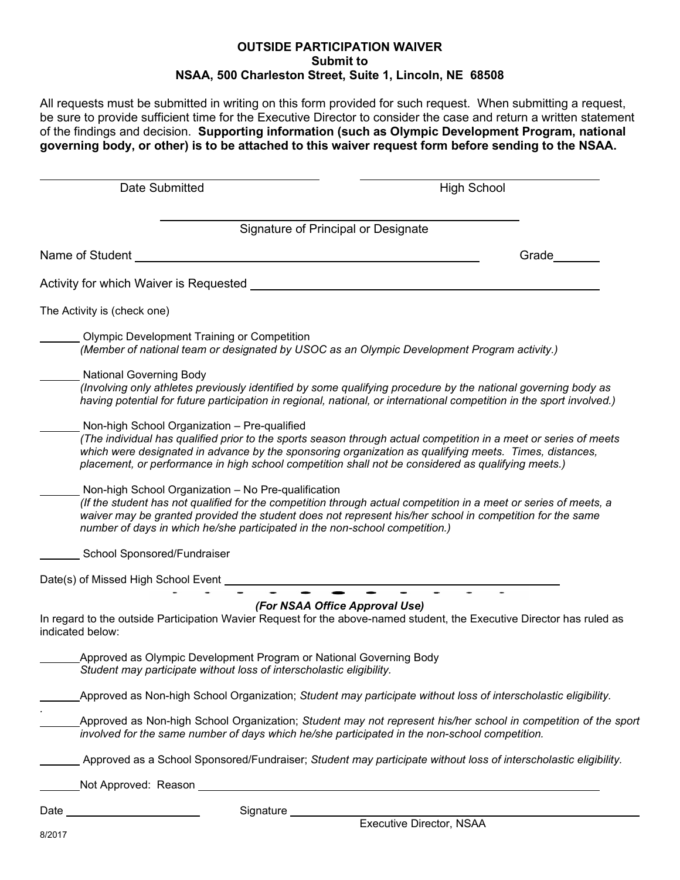**OUTSIDE PARTICIPATION WAIVER**
**Submit to**
**NSAA, 500 Charleston Street, Suite 1, Lincoln, NE 68508**

All requests must be submitted in writing on this form provided for such request. When submitting a request, be sure to provide sufficient time for the Executive Director to consider the case and return a written statement of the findings and decision. **Supporting information (such as Olympic Development Program, national governing body, or other) is to be attached to this waiver request form before sending to the NSAA.**

______________________________ Date Submitted

______________________________ High School

______________________________ Signature of Principal or Designate

Name of Student ______________________________ Grade ________

Activity for which Waiver is Requested ______________________________

The Activity is (check one)

_______ Olympic Development Training or Competition
*(Member of national team or designated by USOC as an Olympic Development Program activity.)*

_______ National Governing Body
*(Involving only athletes previously identified by some qualifying procedure by the national governing body as having potential for future participation in regional, national, or international competition in the sport involved.)*

_______ Non-high School Organization – Pre-qualified
*(The individual has qualified prior to the sports season through actual competition in a meet or series of meets which were designated in advance by the sponsoring organization as qualifying meets. Times, distances, placement, or performance in high school competition shall not be considered as qualifying meets.)*

_______ Non-high School Organization – No Pre-qualification
*(If the student has not qualified for the competition through actual competition in a meet or series of meets, a waiver may be granted provided the student does not represent his/her school in competition for the same number of days in which he/she participated in the non-school competition.)*

_______ School Sponsored/Fundraiser

Date(s) of Missed High School Event ______________________________

***(For NSAA Office Approval Use)***

In regard to the outside Participation Wavier Request for the above-named student, the Executive Director has ruled as indicated below:

_______ Approved as Olympic Development Program or National Governing Body
*Student may participate without loss of interscholastic eligibility.*

_______ Approved as Non-high School Organization; *Student may participate without loss of interscholastic eligibility.*

_______ Approved as Non-high School Organization; *Student may not represent his/her school in competition of the sport involved for the same number of days which he/she participated in the non-school competition.*

_______ Approved as a School Sponsored/Fundraiser; *Student may participate without loss of interscholastic eligibility.*

_______ Not Approved: Reason ______________________________

Date ______________________ Signature ______________________________
Executive Director, NSAA

8/2017